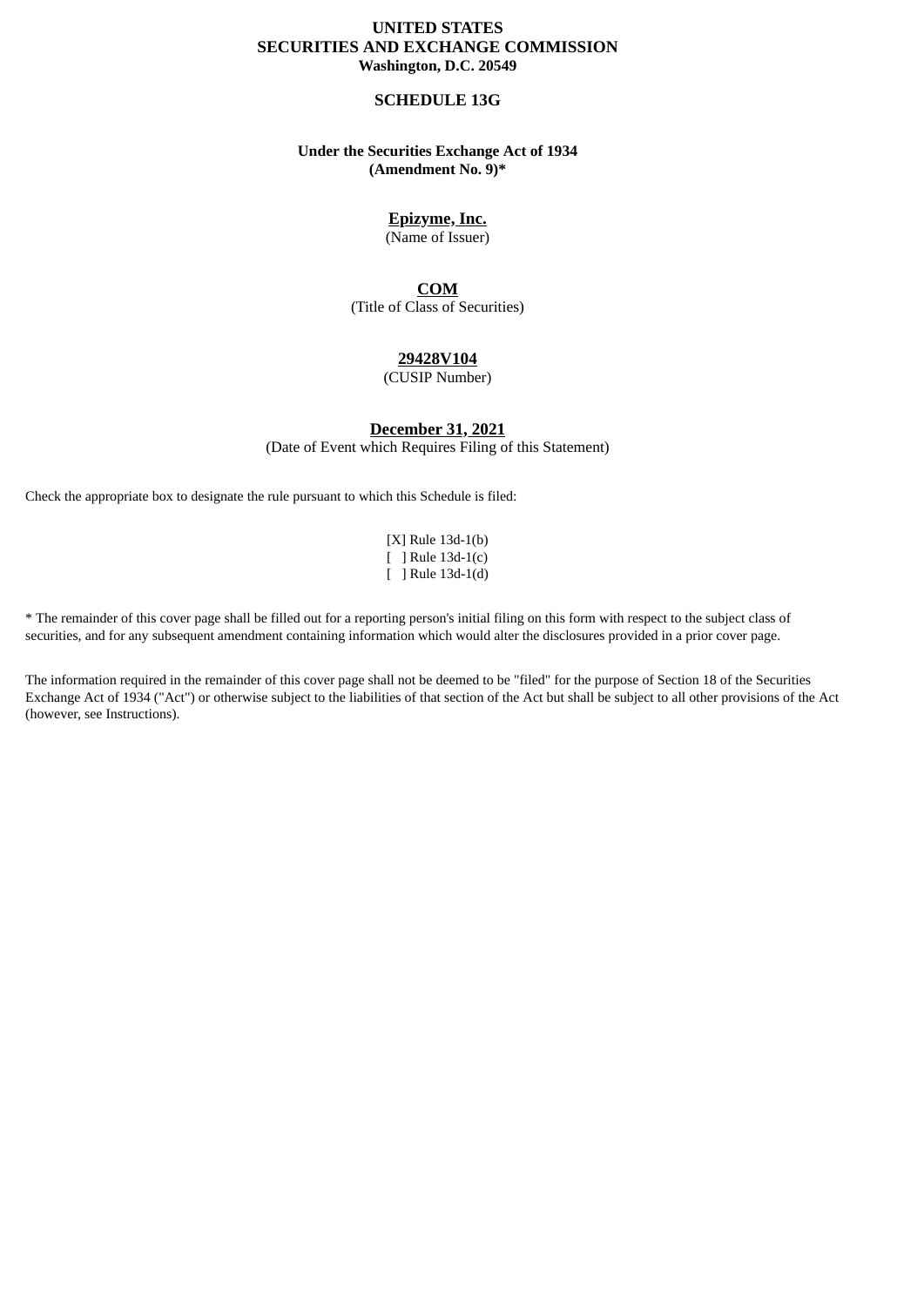**UNITED STATES**
**SECURITIES AND EXCHANGE COMMISSION**
**Washington, D.C. 20549**

**SCHEDULE 13G**

**Under the Securities Exchange Act of 1934**
**(Amendment No. 9)***

**Epizyme, Inc.**
(Name of Issuer)

**COM**
(Title of Class of Securities)

**29428V104**
(CUSIP Number)

**December 31, 2021**
(Date of Event which Requires Filing of this Statement)

Check the appropriate box to designate the rule pursuant to which this Schedule is filed:

[X] Rule 13d-1(b)
[ ] Rule 13d-1(c)
[ ] Rule 13d-1(d)

* The remainder of this cover page shall be filled out for a reporting person's initial filing on this form with respect to the subject class of securities, and for any subsequent amendment containing information which would alter the disclosures provided in a prior cover page.

The information required in the remainder of this cover page shall not be deemed to be "filed" for the purpose of Section 18 of the Securities Exchange Act of 1934 ("Act") or otherwise subject to the liabilities of that section of the Act but shall be subject to all other provisions of the Act (however, see Instructions).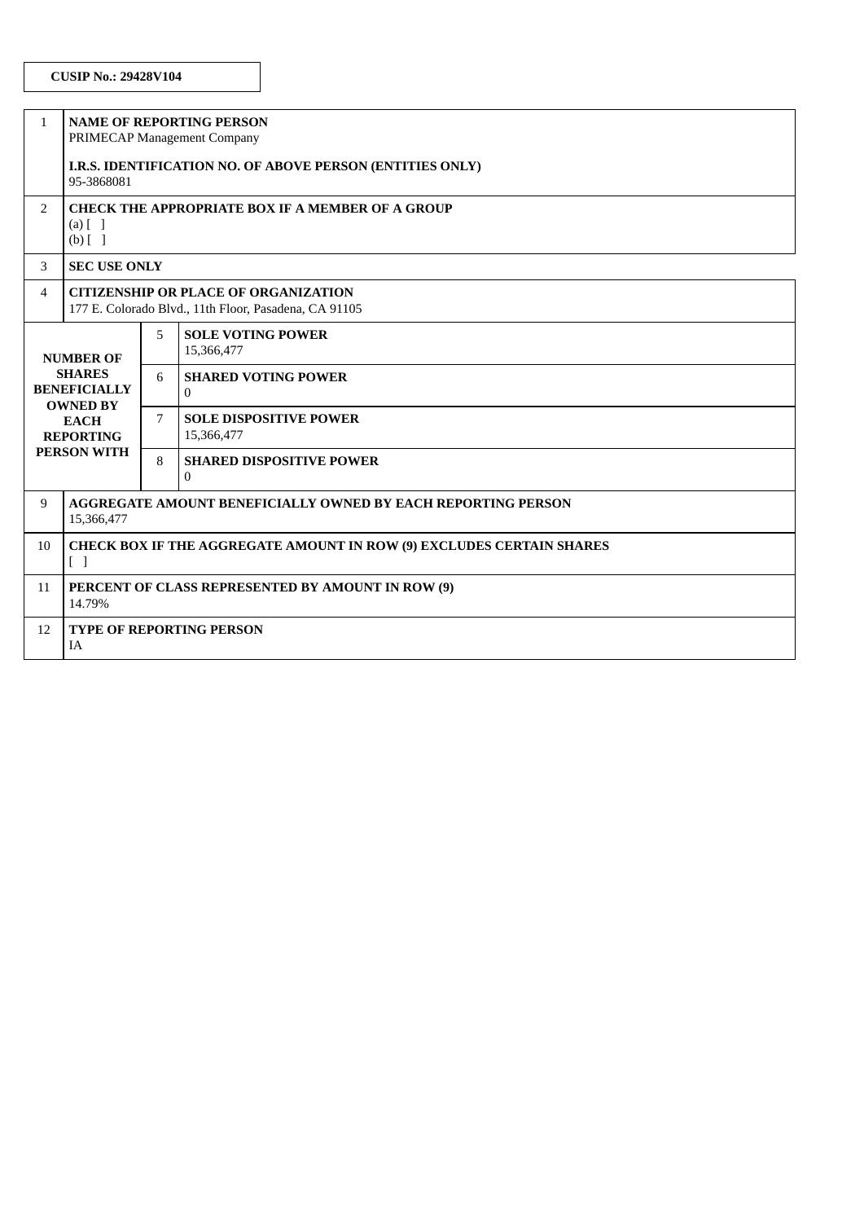**CUSIP No.: 29428V104**

| | | | |
|---|---|---|---|
| 1 | **NAME OF REPORTING PERSON**<br>PRIMECAP Management Company<br><br>**I.R.S. IDENTIFICATION NO. OF ABOVE PERSON (ENTITIES ONLY)**<br>95-3868081 | | |
| 2 | **CHECK THE APPROPRIATE BOX IF A MEMBER OF A GROUP**<br>(a) [ ]<br>(b) [ ] | | |
| 3 | **SEC USE ONLY** | | |
| 4 | **CITIZENSHIP OR PLACE OF ORGANIZATION**<br>177 E. Colorado Blvd., 11th Floor, Pasadena, CA 91105 | | |
| **NUMBER OF SHARES BENEFICIALLY OWNED BY EACH REPORTING PERSON WITH** | | 5 | **SOLE VOTING POWER**<br>15,366,477 |
| | | 6 | **SHARED VOTING POWER**<br>0 |
| | | 7 | **SOLE DISPOSITIVE POWER**<br>15,366,477 |
| | | 8 | **SHARED DISPOSITIVE POWER**<br>0 |
| 9 | **AGGREGATE AMOUNT BENEFICIALLY OWNED BY EACH REPORTING PERSON**<br>15,366,477 | | |
| 10 | **CHECK BOX IF THE AGGREGATE AMOUNT IN ROW (9) EXCLUDES CERTAIN SHARES**<br>[ ] | | |
| 11 | **PERCENT OF CLASS REPRESENTED BY AMOUNT IN ROW (9)**<br>14.79% | | |
| 12 | **TYPE OF REPORTING PERSON**<br>IA | | |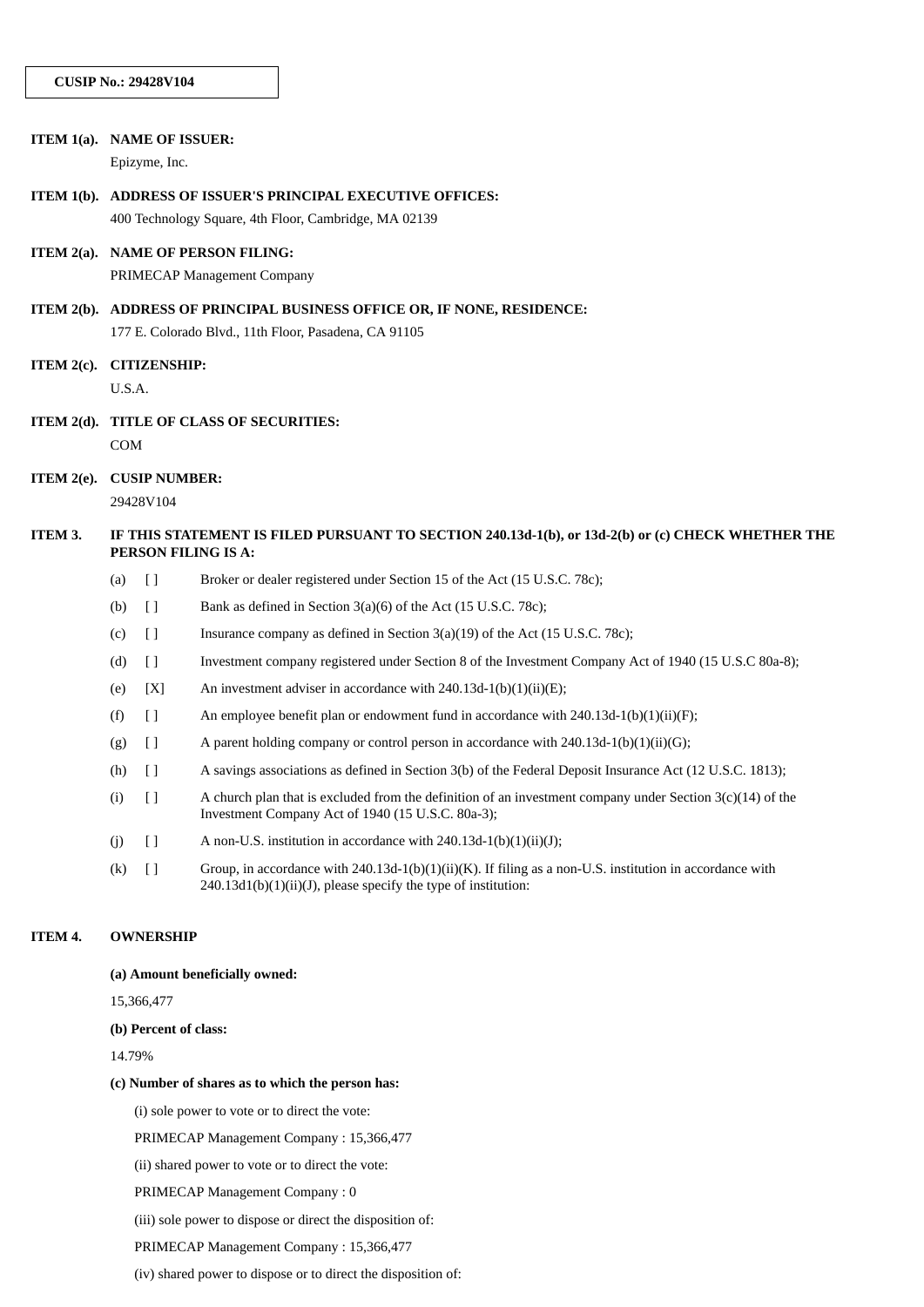**CUSIP No.: 29428V104**

**ITEM 1(a). NAME OF ISSUER:**

Epizyme, Inc.

**ITEM 1(b). ADDRESS OF ISSUER'S PRINCIPAL EXECUTIVE OFFICES:**

400 Technology Square, 4th Floor, Cambridge, MA 02139

**ITEM 2(a). NAME OF PERSON FILING:**

PRIMECAP Management Company

**ITEM 2(b). ADDRESS OF PRINCIPAL BUSINESS OFFICE OR, IF NONE, RESIDENCE:**

177 E. Colorado Blvd., 11th Floor, Pasadena, CA 91105

**ITEM 2(c). CITIZENSHIP:**

U.S.A.

**ITEM 2(d). TITLE OF CLASS OF SECURITIES:**

COM

**ITEM 2(e). CUSIP NUMBER:**

29428V104

**ITEM 3. IF THIS STATEMENT IS FILED PURSUANT TO SECTION 240.13d-1(b), or 13d-2(b) or (c) CHECK WHETHER THE PERSON FILING IS A:**

(a) [ ] Broker or dealer registered under Section 15 of the Act (15 U.S.C. 78c);

(b) [ ] Bank as defined in Section 3(a)(6) of the Act (15 U.S.C. 78c);

(c) [ ] Insurance company as defined in Section 3(a)(19) of the Act (15 U.S.C. 78c);

(d) [ ] Investment company registered under Section 8 of the Investment Company Act of 1940 (15 U.S.C 80a-8);

(e) [X] An investment adviser in accordance with 240.13d-1(b)(1)(ii)(E);

(f) [ ] An employee benefit plan or endowment fund in accordance with 240.13d-1(b)(1)(ii)(F);

(g) [ ] A parent holding company or control person in accordance with 240.13d-1(b)(1)(ii)(G);

(h) [ ] A savings associations as defined in Section 3(b) of the Federal Deposit Insurance Act (12 U.S.C. 1813);

(i) [ ] A church plan that is excluded from the definition of an investment company under Section 3(c)(14) of the Investment Company Act of 1940 (15 U.S.C. 80a-3);

(j) [ ] A non-U.S. institution in accordance with 240.13d-1(b)(1)(ii)(J);

(k) [ ] Group, in accordance with 240.13d-1(b)(1)(ii)(K). If filing as a non-U.S. institution in accordance with 240.13d1(b)(1)(ii)(J), please specify the type of institution:

**ITEM 4. OWNERSHIP**

**(a) Amount beneficially owned:**

15,366,477

**(b) Percent of class:**

14.79%

**(c) Number of shares as to which the person has:**

(i) sole power to vote or to direct the vote:

PRIMECAP Management Company : 15,366,477

(ii) shared power to vote or to direct the vote:

PRIMECAP Management Company : 0

(iii) sole power to dispose or direct the disposition of:

PRIMECAP Management Company : 15,366,477

(iv) shared power to dispose or to direct the disposition of: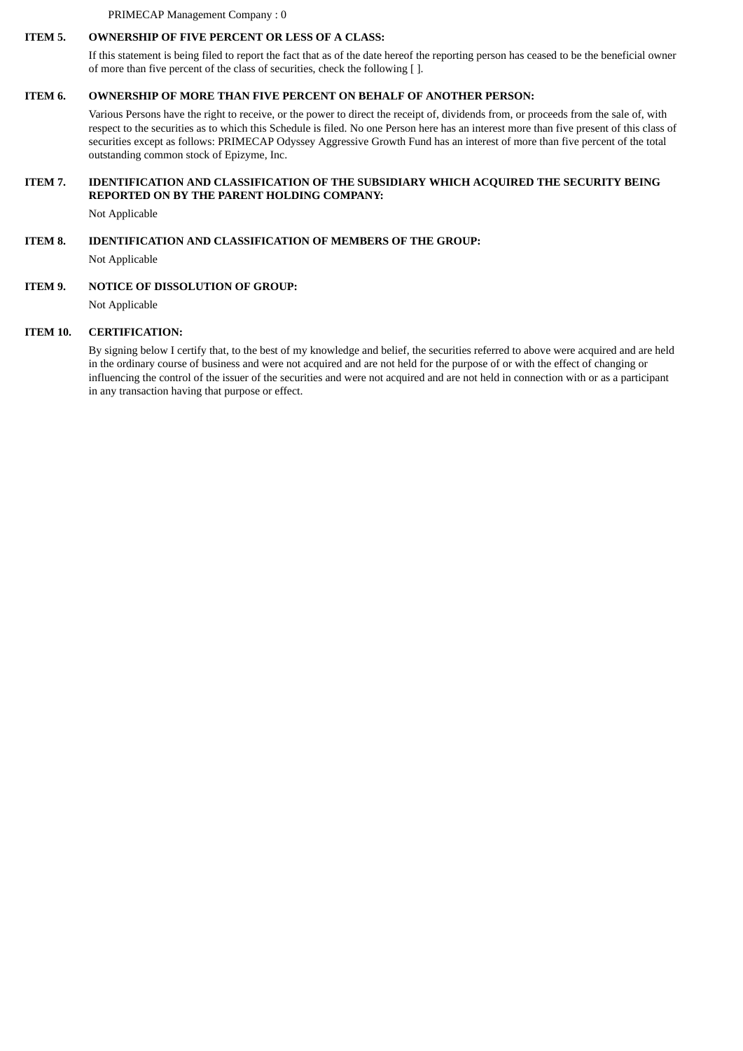PRIMECAP Management Company : 0

**ITEM 5. OWNERSHIP OF FIVE PERCENT OR LESS OF A CLASS:**

If this statement is being filed to report the fact that as of the date hereof the reporting person has ceased to be the beneficial owner of more than five percent of the class of securities, check the following [ ].

**ITEM 6. OWNERSHIP OF MORE THAN FIVE PERCENT ON BEHALF OF ANOTHER PERSON:**

Various Persons have the right to receive, or the power to direct the receipt of, dividends from, or proceeds from the sale of, with respect to the securities as to which this Schedule is filed. No one Person here has an interest more than five present of this class of securities except as follows: PRIMECAP Odyssey Aggressive Growth Fund has an interest of more than five percent of the total outstanding common stock of Epizyme, Inc.

**ITEM 7. IDENTIFICATION AND CLASSIFICATION OF THE SUBSIDIARY WHICH ACQUIRED THE SECURITY BEING REPORTED ON BY THE PARENT HOLDING COMPANY:**

Not Applicable

**ITEM 8. IDENTIFICATION AND CLASSIFICATION OF MEMBERS OF THE GROUP:**

Not Applicable

**ITEM 9. NOTICE OF DISSOLUTION OF GROUP:**

Not Applicable

**ITEM 10. CERTIFICATION:**

By signing below I certify that, to the best of my knowledge and belief, the securities referred to above were acquired and are held in the ordinary course of business and were not acquired and are not held for the purpose of or with the effect of changing or influencing the control of the issuer of the securities and were not acquired and are not held in connection with or as a participant in any transaction having that purpose or effect.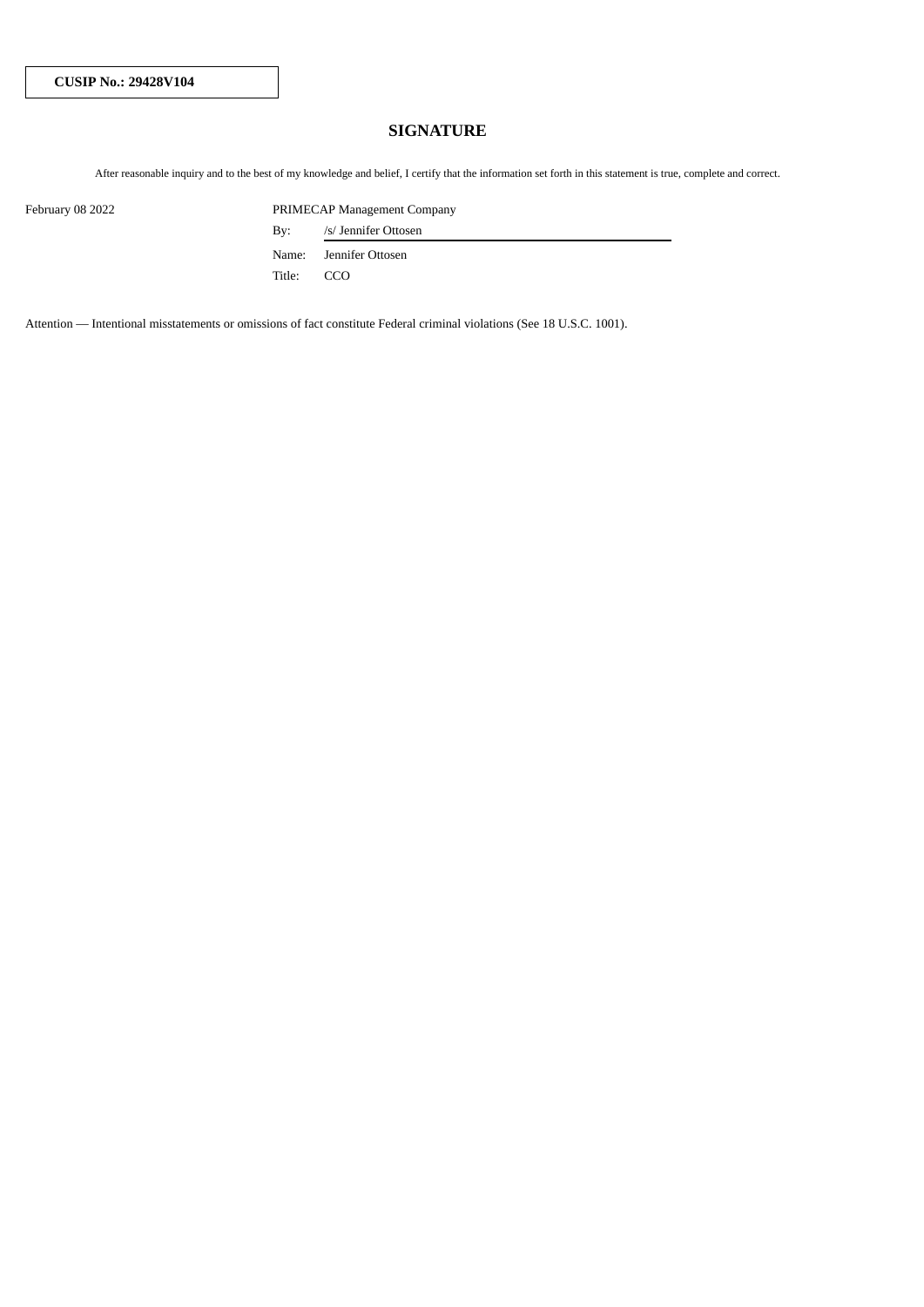**CUSIP No.: 29428V104**

## SIGNATURE

After reasonable inquiry and to the best of my knowledge and belief, I certify that the information set forth in this statement is true, complete and correct.

| | | |
|---|---|---|
| February 08 2022 | PRIMECAP Management Company | |
| | By: | /s/ Jennifer Ottosen |
| | Name: | Jennifer Ottosen |
| | Title: | CCO |

Attention — Intentional misstatements or omissions of fact constitute Federal criminal violations (See 18 U.S.C. 1001).